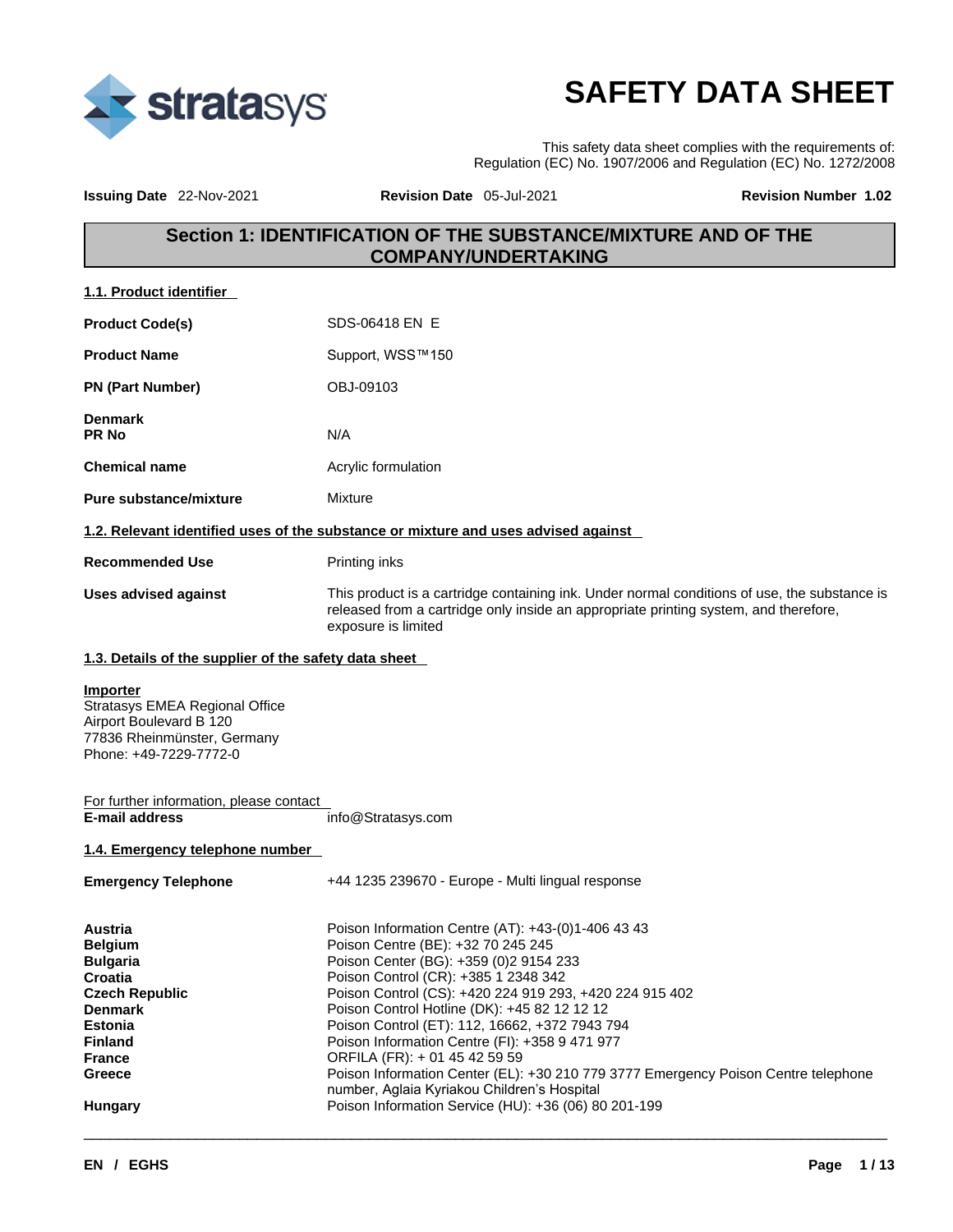# SAFETY DATA SHEET

This safety data sheet complies with the requirements of:
Regulation (EC) No. 1907/2006 and Regulation (EC) No. 1272/2008

**Issuing Date** 22-Nov-2021 **Revision Date** 05-Jul-2021 **Revision Number** 1.02

## Section 1: IDENTIFICATION OF THE SUBSTANCE/MIXTURE AND OF THE COMPANY/UNDERTAKING

### 1.1. Product identifier

| | |
|---|---|
| **Product Code(s)** | SDS-06418 EN E |
| **Product Name** | Support, WSS™150 |
| **PN (Part Number)** | OBJ-09103 |
| **Denmark PR No** | N/A |
| **Chemical name** | Acrylic formulation |
| **Pure substance/mixture** | Mixture |

### 1.2. Relevant identified uses of the substance or mixture and uses advised against

| | |
|---|---|
| **Recommended Use** | Printing inks |
| **Uses advised against** | This product is a cartridge containing ink. Under normal conditions of use, the substance is released from a cartridge only inside an appropriate printing system, and therefore, exposure is limited |

### 1.3. Details of the supplier of the safety data sheet

**Importer**
Stratasys EMEA Regional Office
Airport Boulevard B 120
77836 Rheinmünster, Germany
Phone: +49-7229-7772-0

For further information, please contact
**E-mail address** info@Stratasys.com

### 1.4. Emergency telephone number

**Emergency Telephone** +44 1235 239670 - Europe - Multi lingual response

| | |
|---|---|
| **Austria** | Poison Information Centre (AT): +43-(0)1-406 43 43 |
| **Belgium** | Poison Centre (BE): +32 70 245 245 |
| **Bulgaria** | Poison Center (BG): +359 (0)2 9154 233 |
| **Croatia** | Poison Control (CR): +385 1 2348 342 |
| **Czech Republic** | Poison Control (CS): +420 224 919 293, +420 224 915 402 |
| **Denmark** | Poison Control Hotline (DK): +45 82 12 12 12 |
| **Estonia** | Poison Control (ET): 112, 16662, +372 7943 794 |
| **Finland** | Poison Information Centre (FI): +358 9 471 977 |
| **France** | ORFILA (FR): + 01 45 42 59 59 |
| **Greece** | Poison Information Center (EL): +30 210 779 3777 Emergency Poison Centre telephone number, Aglaia Kyriakou Children's Hospital |
| **Hungary** | Poison Information Service (HU): +36 (06) 80 201-199 |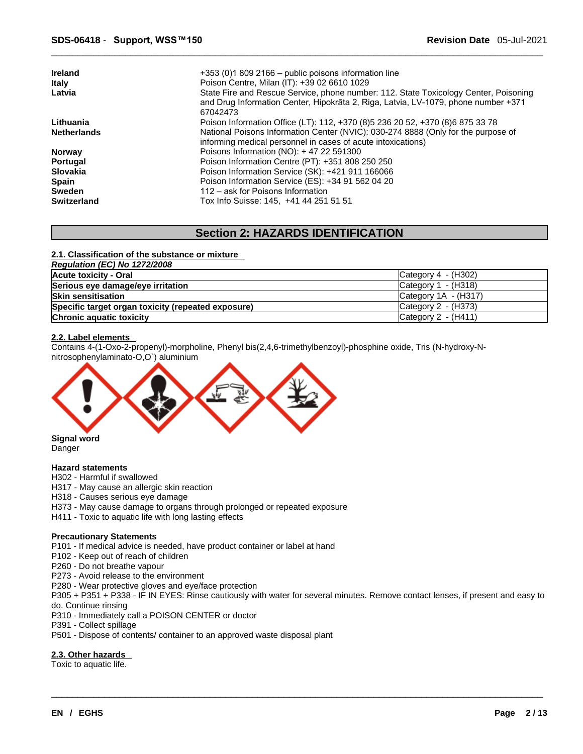| | |
|---|---|
| **Ireland** | +353 (0)1 809 2166 – public poisons information line |
| **Italy** | Poison Centre, Milan (IT): +39 02 6610 1029 |
| **Latvia** | State Fire and Rescue Service, phone number: 112. State Toxicology Center, Poisoning and Drug Information Center, Hipokrāta 2, Riga, Latvia, LV-1079, phone number +371 67042473 |
| **Lithuania** | Poison Information Office (LT): 112, +370 (8)5 236 20 52, +370 (8)6 875 33 78 |
| **Netherlands** | National Poisons Information Center (NVIC): 030-274 8888 (Only for the purpose of informing medical personnel in cases of acute intoxications) |
| **Norway** | Poisons Information (NO): + 47 22 591300 |
| **Portugal** | Poison Information Centre (PT): +351 808 250 250 |
| **Slovakia** | Poison Information Service (SK): +421 911 166066 |
| **Spain** | Poison Information Service (ES): +34 91 562 04 20 |
| **Sweden** | 112 – ask for Poisons Information |
| **Switzerland** | Tox Info Suisse: 145, +41 44 251 51 51 |

# Section 2: HAZARDS IDENTIFICATION

## 2.1. Classification of the substance or mixture

*Regulation (EC) No 1272/2008*

| | |
|---|---|
| **Acute toxicity - Oral** | Category 4 - (H302) |
| **Serious eye damage/eye irritation** | Category 1 - (H318) |
| **Skin sensitisation** | Category 1A - (H317) |
| **Specific target organ toxicity (repeated exposure)** | Category 2 - (H373) |
| **Chronic aquatic toxicity** | Category 2 - (H411) |

## 2.2. Label elements

Contains 4-(1-Oxo-2-propenyl)-morpholine, Phenyl bis(2,4,6-trimethylbenzoyl)-phosphine oxide, Tris (N-hydroxy-N-nitrosophenylaminato-O,O`) aluminium

**Signal word**
Danger

**Hazard statements**
H302 - Harmful if swallowed
H317 - May cause an allergic skin reaction
H318 - Causes serious eye damage
H373 - May cause damage to organs through prolonged or repeated exposure
H411 - Toxic to aquatic life with long lasting effects

**Precautionary Statements**
P101 - If medical advice is needed, have product container or label at hand
P102 - Keep out of reach of children
P260 - Do not breathe vapour
P273 - Avoid release to the environment
P280 - Wear protective gloves and eye/face protection
P305 + P351 + P338 - IF IN EYES: Rinse cautiously with water for several minutes. Remove contact lenses, if present and easy to do. Continue rinsing
P310 - Immediately call a POISON CENTER or doctor
P391 - Collect spillage
P501 - Dispose of contents/ container to an approved waste disposal plant

## 2.3. Other hazards

Toxic to aquatic life.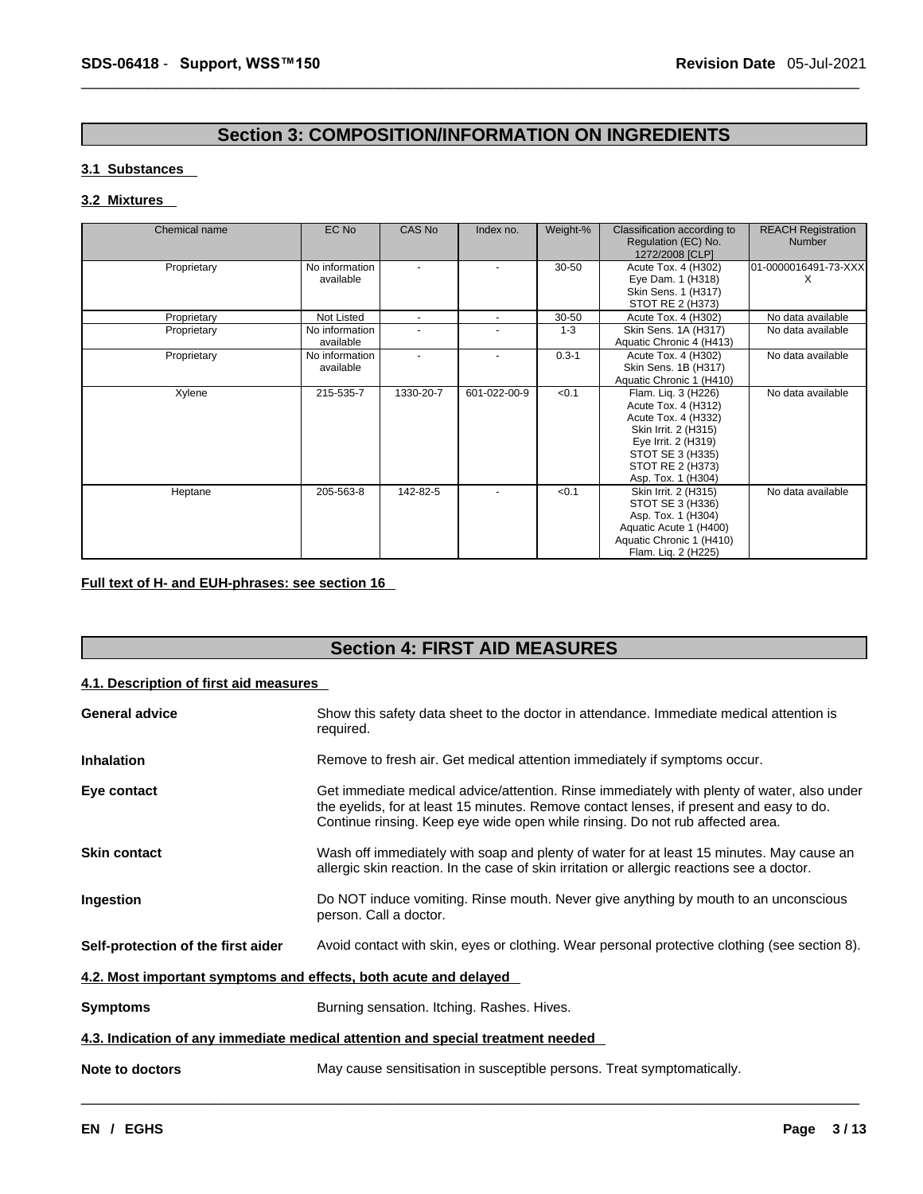## Section 3: COMPOSITION/INFORMATION ON INGREDIENTS

**3.1 Substances**

**3.2 Mixtures**

| Chemical name | EC No | CAS No | Index no. | Weight-% | Classification according to Regulation (EC) No. 1272/2008 [CLP] | REACH Registration Number |
|---|---|---|---|---|---|---|
| Proprietary | No information available | - | - | 30-50 | Acute Tox. 4 (H302)<br>Eye Dam. 1 (H318)<br>Skin Sens. 1 (H317)<br>STOT RE 2 (H373) | 01-0000016491-73-XXXX |
| Proprietary | Not Listed | - | - | 30-50 | Acute Tox. 4 (H302) | No data available |
| Proprietary | No information available | - | - | 1-3 | Skin Sens. 1A (H317)<br>Aquatic Chronic 4 (H413) | No data available |
| Proprietary | No information available | - | - | 0.3-1 | Acute Tox. 4 (H302)<br>Skin Sens. 1B (H317)<br>Aquatic Chronic 1 (H410) | No data available |
| Xylene | 215-535-7 | 1330-20-7 | 601-022-00-9 | <0.1 | Flam. Liq. 3 (H226)<br>Acute Tox. 4 (H312)<br>Acute Tox. 4 (H332)<br>Skin Irrit. 2 (H315)<br>Eye Irrit. 2 (H319)<br>STOT SE 3 (H335)<br>STOT RE 2 (H373)<br>Asp. Tox. 1 (H304) | No data available |
| Heptane | 205-563-8 | 142-82-5 | - | <0.1 | Skin Irrit. 2 (H315)<br>STOT SE 3 (H336)<br>Asp. Tox. 1 (H304)<br>Aquatic Acute 1 (H400)<br>Aquatic Chronic 1 (H410)<br>Flam. Liq. 2 (H225) | No data available |

**Full text of H- and EUH-phrases: see section 16**

## Section 4: FIRST AID MEASURES

**4.1. Description of first aid measures**

**General advice** Show this safety data sheet to the doctor in attendance. Immediate medical attention is required.

**Inhalation** Remove to fresh air. Get medical attention immediately if symptoms occur.

**Eye contact** Get immediate medical advice/attention. Rinse immediately with plenty of water, also under the eyelids, for at least 15 minutes. Remove contact lenses, if present and easy to do. Continue rinsing. Keep eye wide open while rinsing. Do not rub affected area.

**Skin contact** Wash off immediately with soap and plenty of water for at least 15 minutes. May cause an allergic skin reaction. In the case of skin irritation or allergic reactions see a doctor.

**Ingestion** Do NOT induce vomiting. Rinse mouth. Never give anything by mouth to an unconscious person. Call a doctor.

**Self-protection of the first aider** Avoid contact with skin, eyes or clothing. Wear personal protective clothing (see section 8).

**4.2. Most important symptoms and effects, both acute and delayed**

**Symptoms** Burning sensation. Itching. Rashes. Hives.

**4.3. Indication of any immediate medical attention and special treatment needed**

**Note to doctors** May cause sensitisation in susceptible persons. Treat symptomatically.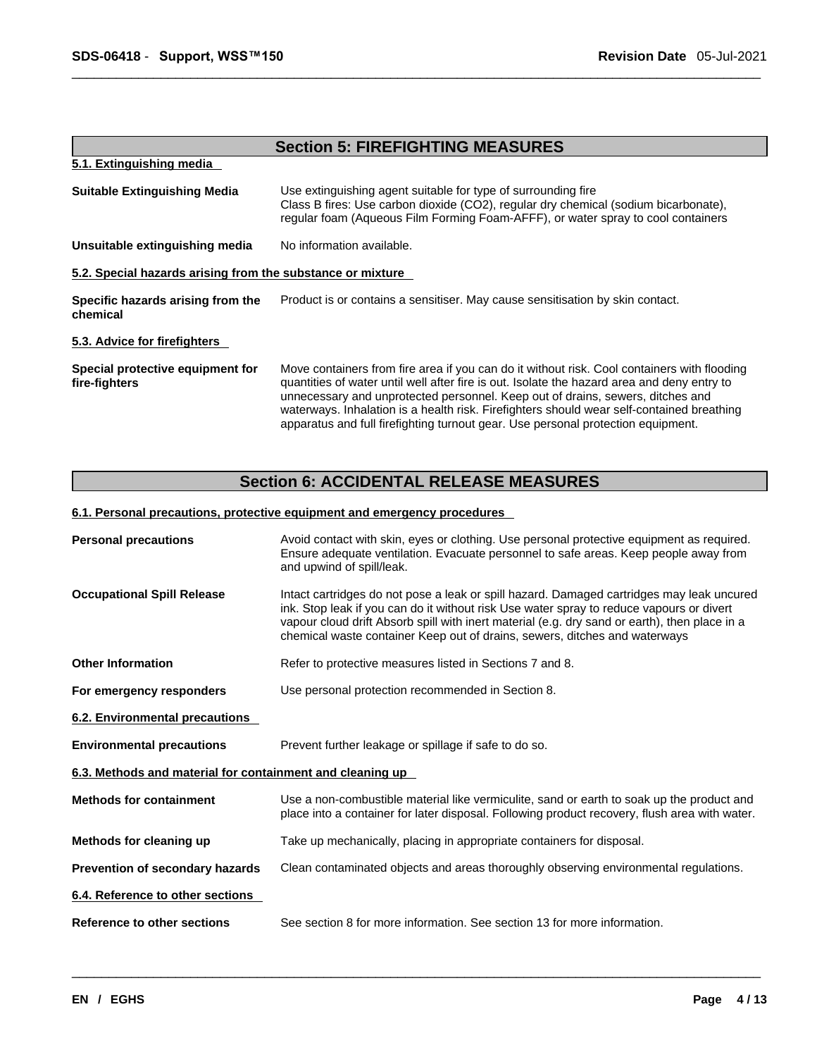## Section 5: FIREFIGHTING MEASURES

### 5.1. Extinguishing media

**Suitable Extinguishing Media**
Use extinguishing agent suitable for type of surrounding fire
Class B fires: Use carbon dioxide ($CO_2$), regular dry chemical (sodium bicarbonate), regular foam (Aqueous Film Forming Foam-AFFF), or water spray to cool containers

**Unsuitable extinguishing media**
No information available.

### 5.2. Special hazards arising from the substance or mixture

**Specific hazards arising from the chemical**
Product is or contains a sensitiser. May cause sensitisation by skin contact.

### 5.3. Advice for firefighters

**Special protective equipment for fire-fighters**
Move containers from fire area if you can do it without risk. Cool containers with flooding quantities of water until well after fire is out. Isolate the hazard area and deny entry to unnecessary and unprotected personnel. Keep out of drains, sewers, ditches and waterways. Inhalation is a health risk. Firefighters should wear self-contained breathing apparatus and full firefighting turnout gear. Use personal protection equipment.

## Section 6: ACCIDENTAL RELEASE MEASURES

### 6.1. Personal precautions, protective equipment and emergency procedures

**Personal precautions**
Avoid contact with skin, eyes or clothing. Use personal protective equipment as required. Ensure adequate ventilation. Evacuate personnel to safe areas. Keep people away from and upwind of spill/leak.

**Occupational Spill Release**
Intact cartridges do not pose a leak or spill hazard. Damaged cartridges may leak uncured ink. Stop leak if you can do it without risk Use water spray to reduce vapours or divert vapour cloud drift Absorb spill with inert material (e.g. dry sand or earth), then place in a chemical waste container Keep out of drains, sewers, ditches and waterways

**Other Information**
Refer to protective measures listed in Sections 7 and 8.

**For emergency responders**
Use personal protection recommended in Section 8.

### 6.2. Environmental precautions

**Environmental precautions**
Prevent further leakage or spillage if safe to do so.

### 6.3. Methods and material for containment and cleaning up

**Methods for containment**
Use a non-combustible material like vermiculite, sand or earth to soak up the product and place into a container for later disposal. Following product recovery, flush area with water.

**Methods for cleaning up**
Take up mechanically, placing in appropriate containers for disposal.

**Prevention of secondary hazards**
Clean contaminated objects and areas thoroughly observing environmental regulations.

### 6.4. Reference to other sections

**Reference to other sections**
See section 8 for more information. See section 13 for more information.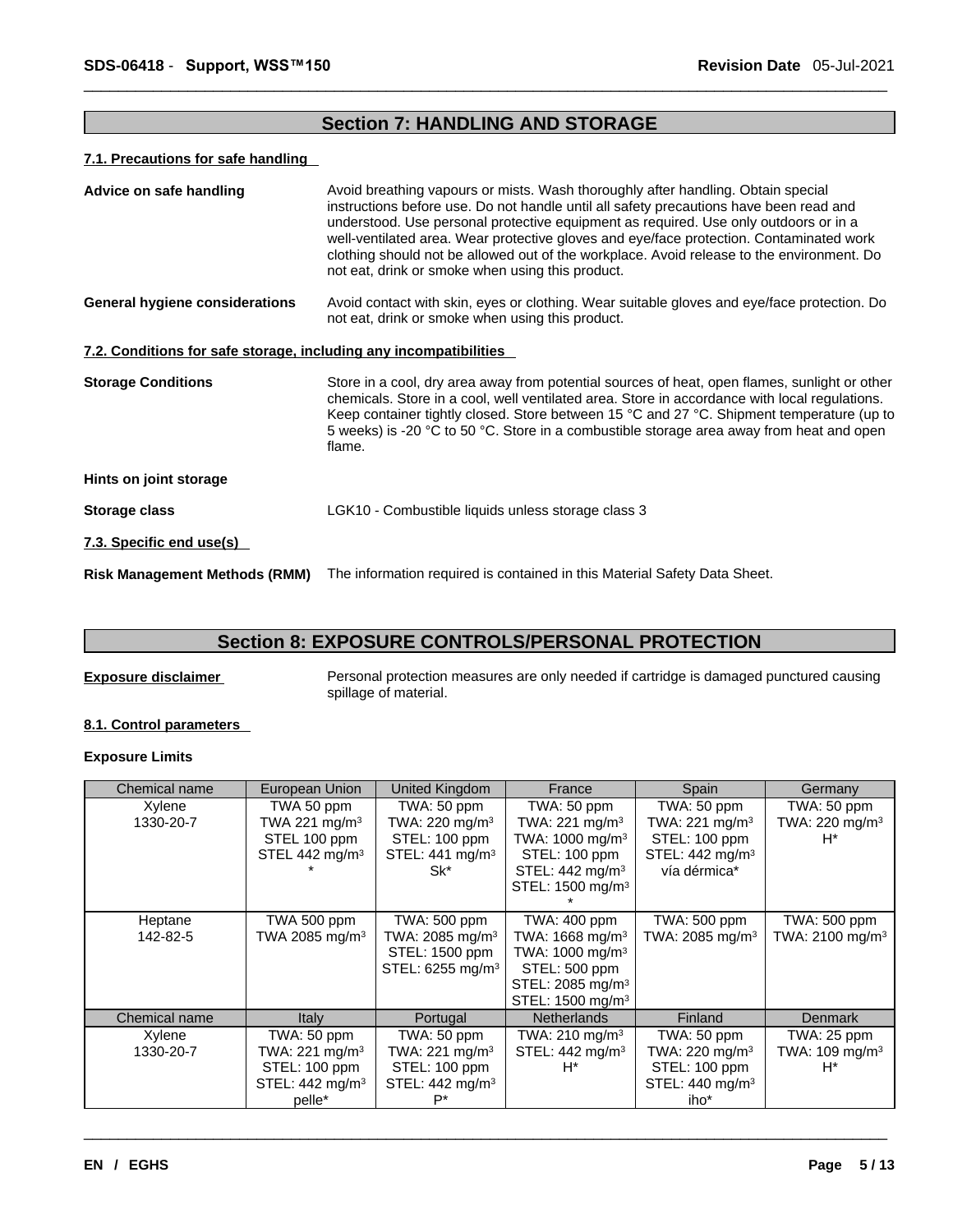## Section 7: HANDLING AND STORAGE

### 7.1. Precautions for safe handling

**Advice on safe handling** Avoid breathing vapours or mists. Wash thoroughly after handling. Obtain special instructions before use. Do not handle until all safety precautions have been read and understood. Use personal protective equipment as required. Use only outdoors or in a well-ventilated area. Wear protective gloves and eye/face protection. Contaminated work clothing should not be allowed out of the workplace. Avoid release to the environment. Do not eat, drink or smoke when using this product.

**General hygiene considerations** Avoid contact with skin, eyes or clothing. Wear suitable gloves and eye/face protection. Do not eat, drink or smoke when using this product.

### 7.2. Conditions for safe storage, including any incompatibilities

**Storage Conditions** Store in a cool, dry area away from potential sources of heat, open flames, sunlight or other chemicals. Store in a cool, well ventilated area. Store in accordance with local regulations. Keep container tightly closed. Store between 15 °C and 27 °C. Shipment temperature (up to 5 weeks) is -20 °C to 50 °C. Store in a combustible storage area away from heat and open flame.

**Hints on joint storage**

**Storage class** LGK10 - Combustible liquids unless storage class 3

### 7.3. Specific end use(s)

**Risk Management Methods (RMM)** The information required is contained in this Material Safety Data Sheet.

## Section 8: EXPOSURE CONTROLS/PERSONAL PROTECTION

**Exposure disclaimer** Personal protection measures are only needed if cartridge is damaged punctured causing spillage of material.

### 8.1. Control parameters

**Exposure Limits**

| Chemical name | European Union | United Kingdom | France | Spain | Germany |
|---|---|---|---|---|---|
| Xylene<br>1330-20-7 | TWA 50 ppm<br>TWA 221 mg/m³<br>STEL 100 ppm<br>STEL 442 mg/m³<br>* | TWA: 50 ppm<br>TWA: 220 mg/m³<br>STEL: 100 ppm<br>STEL: 441 mg/m³<br>Sk* | TWA: 50 ppm<br>TWA: 221 mg/m³<br>TWA: 1000 mg/m³<br>STEL: 100 ppm<br>STEL: 442 mg/m³<br>STEL: 1500 mg/m³<br>* | TWA: 50 ppm<br>TWA: 221 mg/m³<br>STEL: 100 ppm<br>STEL: 442 mg/m³<br>vía dérmica* | TWA: 50 ppm<br>TWA: 220 mg/m³<br>H* |
| Heptane<br>142-82-5 | TWA 500 ppm<br>TWA 2085 mg/m³ | TWA: 500 ppm<br>TWA: 2085 mg/m³<br>STEL: 1500 ppm<br>STEL: 6255 mg/m³ | TWA: 400 ppm<br>TWA: 1668 mg/m³<br>TWA: 1000 mg/m³<br>STEL: 500 ppm<br>STEL: 2085 mg/m³<br>STEL: 1500 mg/m³ | TWA: 500 ppm<br>TWA: 2085 mg/m³ | TWA: 500 ppm<br>TWA: 2100 mg/m³ |
| **Chemical name** | **Italy** | **Portugal** | **Netherlands** | **Finland** | **Denmark** |
| Xylene<br>1330-20-7 | TWA: 50 ppm<br>TWA: 221 mg/m³<br>STEL: 100 ppm<br>STEL: 442 mg/m³<br>pelle* | TWA: 50 ppm<br>TWA: 221 mg/m³<br>STEL: 100 ppm<br>STEL: 442 mg/m³<br>P* | TWA: 210 mg/m³<br>STEL: 442 mg/m³<br>H* | TWA: 50 ppm<br>TWA: 220 mg/m³<br>STEL: 100 ppm<br>STEL: 440 mg/m³<br>iho* | TWA: 25 ppm<br>TWA: 109 mg/m³<br>H* |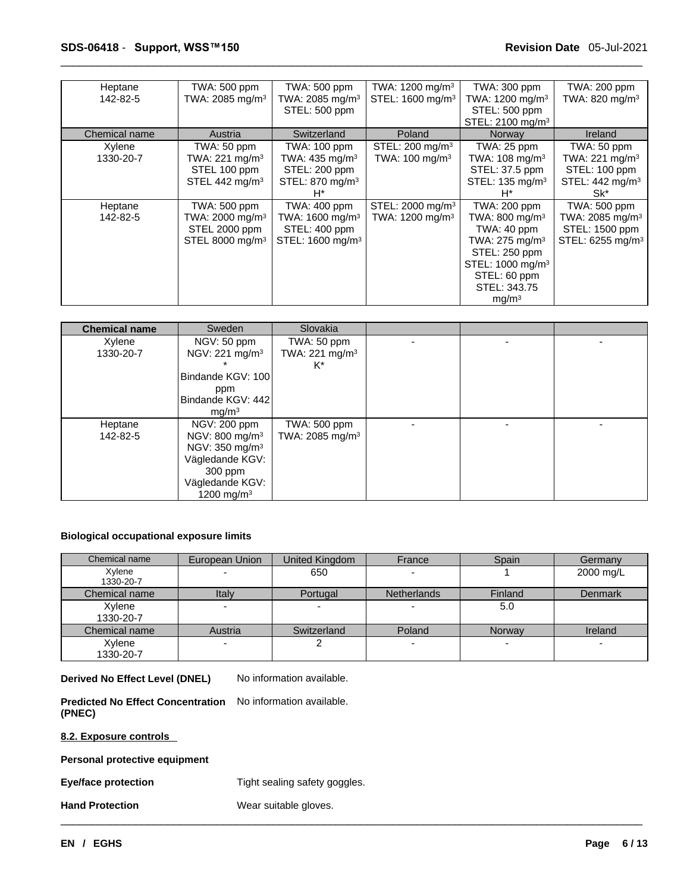| | | | | | |
|---|---|---|---|---|---|
| Heptane<br>142-82-5 | TWA: 500 ppm<br>TWA: 2085 mg/m³ | TWA: 500 ppm<br>TWA: 2085 mg/m³<br>STEL: 500 ppm | TWA: 1200 mg/m³<br>STEL: 1600 mg/m³ | TWA: 300 ppm<br>TWA: 1200 mg/m³<br>STEL: 500 ppm<br>STEL: 2100 mg/m³ | TWA: 200 ppm<br>TWA: 820 mg/m³ |
| **Chemical name** | **Austria** | **Switzerland** | **Poland** | **Norway** | **Ireland** |
| Xylene<br>1330-20-7 | TWA: 50 ppm<br>TWA: 221 mg/m³<br>STEL 100 ppm<br>STEL 442 mg/m³ | TWA: 100 ppm<br>TWA: 435 mg/m³<br>STEL: 200 ppm<br>STEL: 870 mg/m³<br>H* | STEL: 200 mg/m³<br>TWA: 100 mg/m³ | TWA: 25 ppm<br>TWA: 108 mg/m³<br>STEL: 37.5 ppm<br>STEL: 135 mg/m³<br>H* | TWA: 50 ppm<br>TWA: 221 mg/m³<br>STEL: 100 ppm<br>STEL: 442 mg/m³<br>Sk* |
| Heptane<br>142-82-5 | TWA: 500 ppm<br>TWA: 2000 mg/m³<br>STEL 2000 ppm<br>STEL 8000 mg/m³ | TWA: 400 ppm<br>TWA: 1600 mg/m³<br>STEL: 400 ppm<br>STEL: 1600 mg/m³ | STEL: 2000 mg/m³<br>TWA: 1200 mg/m³ | TWA: 200 ppm<br>TWA: 800 mg/m³<br>TWA: 40 ppm<br>TWA: 275 mg/m³<br>STEL: 250 ppm<br>STEL: 1000 mg/m³<br>STEL: 60 ppm<br>STEL: 343.75 mg/m³ | TWA: 500 ppm<br>TWA: 2085 mg/m³<br>STEL: 1500 ppm<br>STEL: 6255 mg/m³ |

| Chemical name | Sweden | Slovakia | | | |
|---|---|---|---|---|---|
| Xylene<br>1330-20-7 | NGV: 50 ppm<br>NGV: 221 mg/m³<br>*<br>Bindande KGV: 100 ppm<br>Bindande KGV: 442 mg/m³ | TWA: 50 ppm<br>TWA: 221 mg/m³<br>K* | - | - | - |
| Heptane<br>142-82-5 | NGV: 200 ppm<br>NGV: 800 mg/m³<br>NGV: 350 mg/m³<br>Vägledande KGV: 300 ppm<br>Vägledande KGV: 1200 mg/m³ | TWA: 500 ppm<br>TWA: 2085 mg/m³ | - | - | - |

**Biological occupational exposure limits**

| Chemical name | European Union | United Kingdom | France | Spain | Germany |
|---|---|---|---|---|---|
| Xylene<br>1330-20-7 | - | 650 | - | 1 | 2000 mg/L |
| **Chemical name** | **Italy** | **Portugal** | **Netherlands** | **Finland** | **Denmark** |
| Xylene<br>1330-20-7 | - | - | - | 5.0 | |
| **Chemical name** | **Austria** | **Switzerland** | **Poland** | **Norway** | **Ireland** |
| Xylene<br>1330-20-7 | - | 2 | - | - | - |

**Derived No Effect Level (DNEL)** No information available.

**Predicted No Effect Concentration (PNEC)** No information available.

**8.2. Exposure controls**

**Personal protective equipment**

**Eye/face protection** Tight sealing safety goggles.

**Hand Protection** Wear suitable gloves.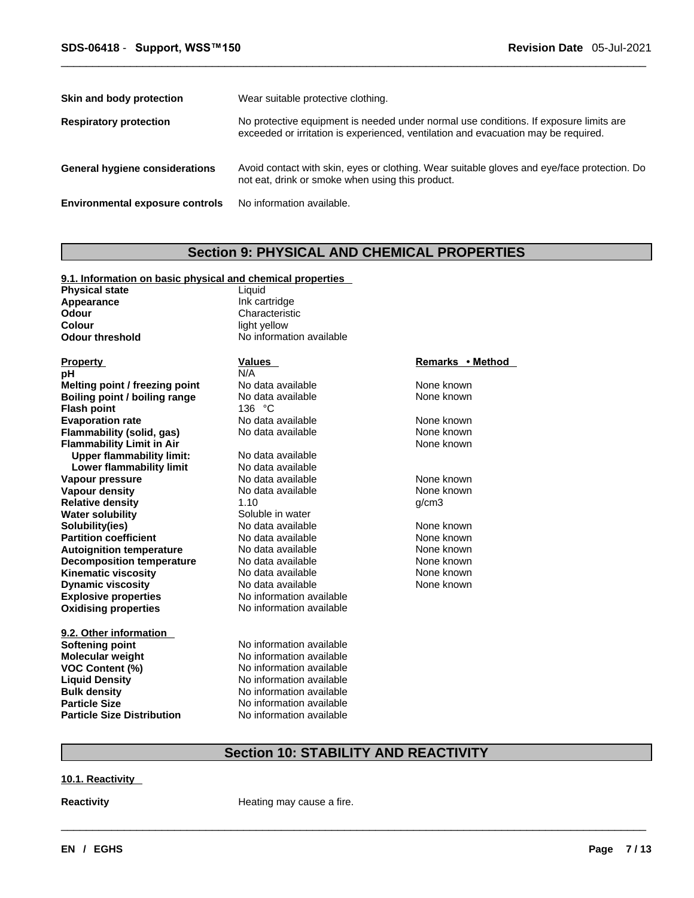| | |
|---|---|
| **Skin and body protection** | Wear suitable protective clothing. |
| **Respiratory protection** | No protective equipment is needed under normal use conditions. If exposure limits are exceeded or irritation is experienced, ventilation and evacuation may be required. |
| **General hygiene considerations** | Avoid contact with skin, eyes or clothing. Wear suitable gloves and eye/face protection. Do not eat, drink or smoke when using this product. |
| **Environmental exposure controls** | No information available. |

## Section 9: PHYSICAL AND CHEMICAL PROPERTIES

### 9.1. Information on basic physical and chemical properties

| | |
|---|---|
| **Physical state** | Liquid |
| **Appearance** | Ink cartridge |
| **Odour** | Characteristic |
| **Colour** | light yellow |
| **Odour threshold** | No information available |

| Property | Values | Remarks • Method |
|---|---|---|
| **pH** | N/A | |
| **Melting point / freezing point** | No data available | None known |
| **Boiling point / boiling range** | No data available | None known |
| **Flash point** | 136 °C | |
| **Evaporation rate** | No data available | None known |
| **Flammability (solid, gas)** | No data available | None known |
| **Flammability Limit in Air** | | None known |
| **Upper flammability limit:** | No data available | |
| **Lower flammability limit** | No data available | |
| **Vapour pressure** | No data available | None known |
| **Vapour density** | No data available | None known |
| **Relative density** | 1.10 | g/cm3 |
| **Water solubility** | Soluble in water | |
| **Solubility(ies)** | No data available | None known |
| **Partition coefficient** | No data available | None known |
| **Autoignition temperature** | No data available | None known |
| **Decomposition temperature** | No data available | None known |
| **Kinematic viscosity** | No data available | None known |
| **Dynamic viscosity** | No data available | None known |
| **Explosive properties** | No information available | |
| **Oxidising properties** | No information available | |

### 9.2. Other information

| | |
|---|---|
| **Softening point** | No information available |
| **Molecular weight** | No information available |
| **VOC Content (%)** | No information available |
| **Liquid Density** | No information available |
| **Bulk density** | No information available |
| **Particle Size** | No information available |
| **Particle Size Distribution** | No information available |

## Section 10: STABILITY AND REACTIVITY

### 10.1. Reactivity

**Reactivity** Heating may cause a fire.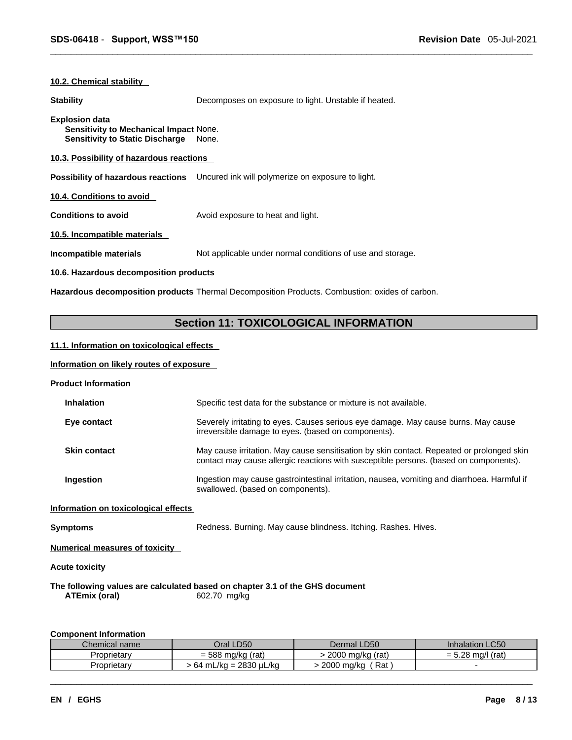**10.2. Chemical stability**

**Stability** Decomposes on exposure to light. Unstable if heated.

**Explosion data**
**Sensitivity to Mechanical Impact** None.
**Sensitivity to Static Discharge** None.

**10.3. Possibility of hazardous reactions**

**Possibility of hazardous reactions** Uncured ink will polymerize on exposure to light.

**10.4. Conditions to avoid**

**Conditions to avoid** Avoid exposure to heat and light.

**10.5. Incompatible materials**

**Incompatible materials** Not applicable under normal conditions of use and storage.

**10.6. Hazardous decomposition products**

**Hazardous decomposition products** Thermal Decomposition Products. Combustion: oxides of carbon.

## Section 11: TOXICOLOGICAL INFORMATION

**11.1. Information on toxicological effects**

**Information on likely routes of exposure**

**Product Information**

**Inhalation** Specific test data for the substance or mixture is not available.

**Eye contact** Severely irritating to eyes. Causes serious eye damage. May cause burns. May cause irreversible damage to eyes. (based on components).

**Skin contact** May cause irritation. May cause sensitisation by skin contact. Repeated or prolonged skin contact may cause allergic reactions with susceptible persons. (based on components).

**Ingestion** Ingestion may cause gastrointestinal irritation, nausea, vomiting and diarrhoea. Harmful if swallowed. (based on components).

**Information on toxicological effects**

**Symptoms** Redness. Burning. May cause blindness. Itching. Rashes. Hives.

**Numerical measures of toxicity**

**Acute toxicity**

**The following values are calculated based on chapter 3.1 of the GHS document**
**ATEmix (oral)** 602.70 mg/kg

**Component Information**

| Chemical name | Oral LD50 | Dermal LD50 | Inhalation LC50 |
|---|---|---|---|
| Proprietary | = 588 mg/kg (rat) | > 2000 mg/kg (rat) | = 5.28 mg/l (rat) |
| Proprietary | > 64 mL/kg = 2830 µL/kg | > 2000 mg/kg ( Rat ) | - |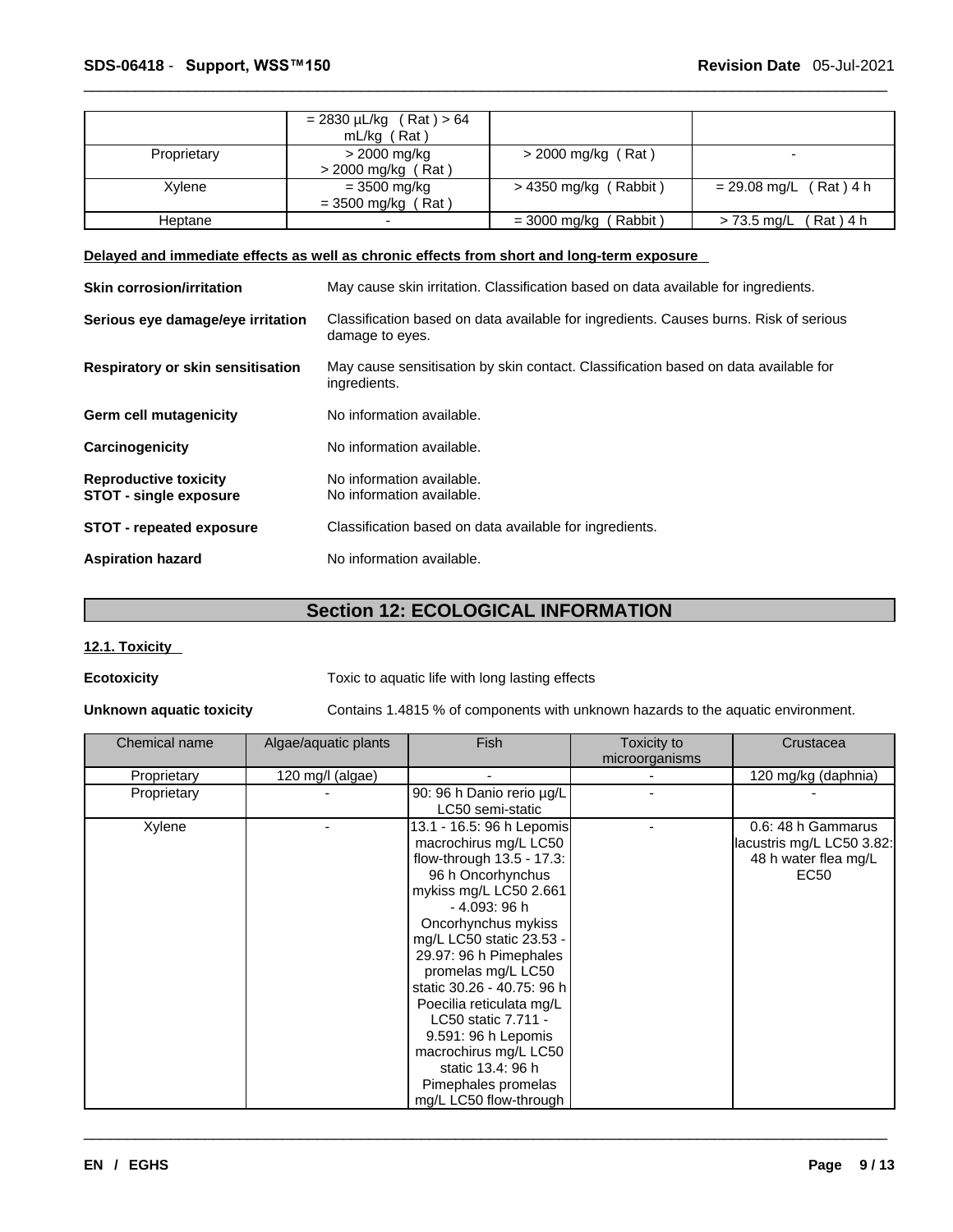| | = 2830 µL/kg ( Rat ) > 64 mL/kg ( Rat ) | | |
|---|---|---|---|
| Proprietary | > 2000 mg/kg > 2000 mg/kg ( Rat ) | > 2000 mg/kg ( Rat ) | - |
| Xylene | = 3500 mg/kg = 3500 mg/kg ( Rat ) | > 4350 mg/kg ( Rabbit ) | = 29.08 mg/L ( Rat ) 4 h |
| Heptane | - | = 3000 mg/kg ( Rabbit ) | > 73.5 mg/L ( Rat ) 4 h |

**Delayed and immediate effects as well as chronic effects from short and long-term exposure**

**Skin corrosion/irritation** May cause skin irritation. Classification based on data available for ingredients.

**Serious eye damage/eye irritation** Classification based on data available for ingredients. Causes burns. Risk of serious damage to eyes.

**Respiratory or skin sensitisation** May cause sensitisation by skin contact. Classification based on data available for ingredients.

**Germ cell mutagenicity** No information available.

**Carcinogenicity** No information available.

**Reproductive toxicity** No information available.
**STOT - single exposure** No information available.

**STOT - repeated exposure** Classification based on data available for ingredients.

**Aspiration hazard** No information available.

## Section 12: ECOLOGICAL INFORMATION

**12.1. Toxicity**

**Ecotoxicity** Toxic to aquatic life with long lasting effects

**Unknown aquatic toxicity** Contains 1.4815 % of components with unknown hazards to the aquatic environment.

| Chemical name | Algae/aquatic plants | Fish | Toxicity to microorganisms | Crustacea |
|---|---|---|---|---|
| Proprietary | 120 mg/l (algae) | - | - | 120 mg/kg (daphnia) |
| Proprietary | - | 90: 96 h Danio rerio µg/L LC50 semi-static | - | - |
| Xylene | - | 13.1 - 16.5: 96 h Lepomis macrochirus mg/L LC50 flow-through 13.5 - 17.3: 96 h Oncorhynchus mykiss mg/L LC50 2.661 - 4.093: 96 h Oncorhynchus mykiss mg/L LC50 static 23.53 - 29.97: 96 h Pimephales promelas mg/L LC50 static 30.26 - 40.75: 96 h Poecilia reticulata mg/L LC50 static 7.711 - 9.591: 96 h Lepomis macrochirus mg/L LC50 static 13.4: 96 h Pimephales promelas mg/L LC50 flow-through | - | 0.6: 48 h Gammarus lacustris mg/L LC50 3.82: 48 h water flea mg/L EC50 |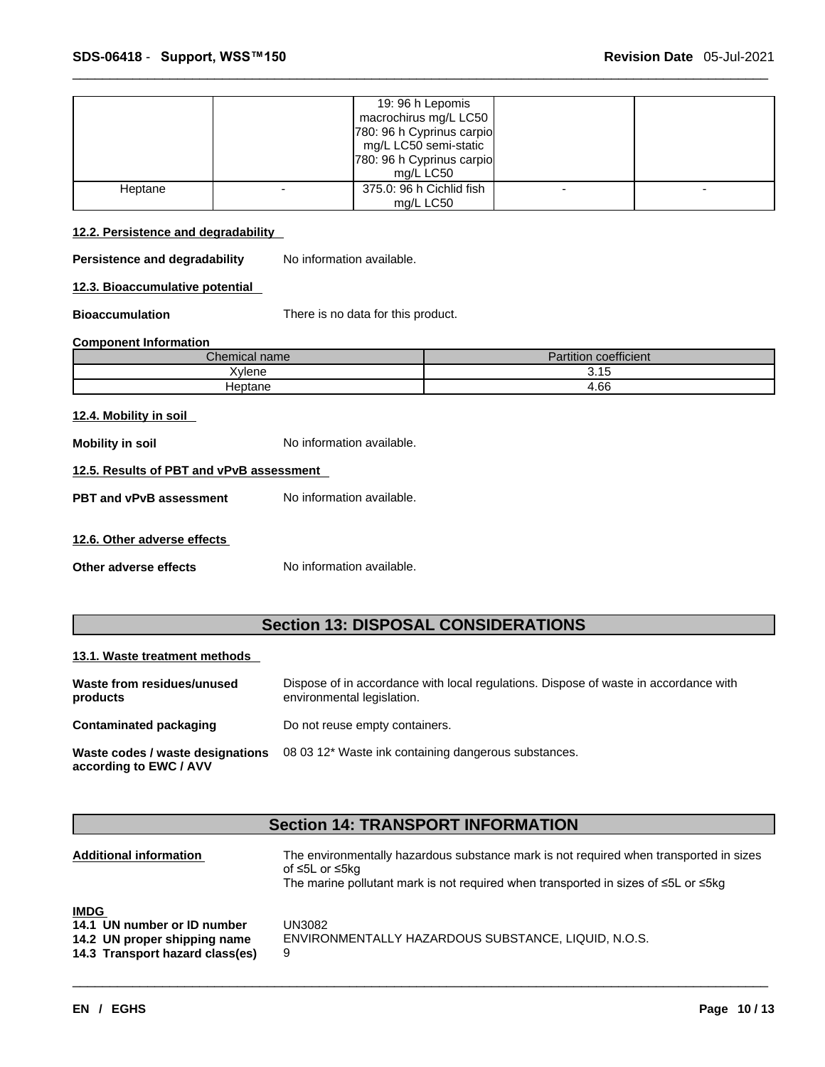| | | 19: 96 h Lepomis macrochirus mg/L LC50<br>780: 96 h Cyprinus carpio mg/L LC50 semi-static<br>780: 96 h Cyprinus carpio mg/L LC50 | | |
|---|---|---|---|---|
| Heptane | - | 375.0: 96 h Cichlid fish mg/L LC50 | - | - |

### 12.2. Persistence and degradability

**Persistence and degradability** No information available.

### 12.3. Bioaccumulative potential

**Bioaccumulation** There is no data for this product.

**Component Information**

| Chemical name | Partition coefficient |
|---|---|
| Xylene | 3.15 |
| Heptane | 4.66 |

### 12.4. Mobility in soil

**Mobility in soil** No information available.

### 12.5. Results of PBT and vPvB assessment

**PBT and vPvB assessment** No information available.

### 12.6. Other adverse effects

**Other adverse effects** No information available.

## Section 13: DISPOSAL CONSIDERATIONS

### 13.1. Waste treatment methods

**Waste from residues/unused products** Dispose of in accordance with local regulations. Dispose of waste in accordance with environmental legislation.

**Contaminated packaging** Do not reuse empty containers.

**Waste codes / waste designations according to EWC / AVV** 08 03 12* Waste ink containing dangerous substances.

## Section 14: TRANSPORT INFORMATION

**Additional information** The environmentally hazardous substance mark is not required when transported in sizes of ≤5L or ≤5kg
The marine pollutant mark is not required when transported in sizes of ≤5L or ≤5kg

**IMDG**

**14.1 UN number or ID number** UN3082
**14.2 UN proper shipping name** ENVIRONMENTALLY HAZARDOUS SUBSTANCE, LIQUID, N.O.S.
**14.3 Transport hazard class(es)** 9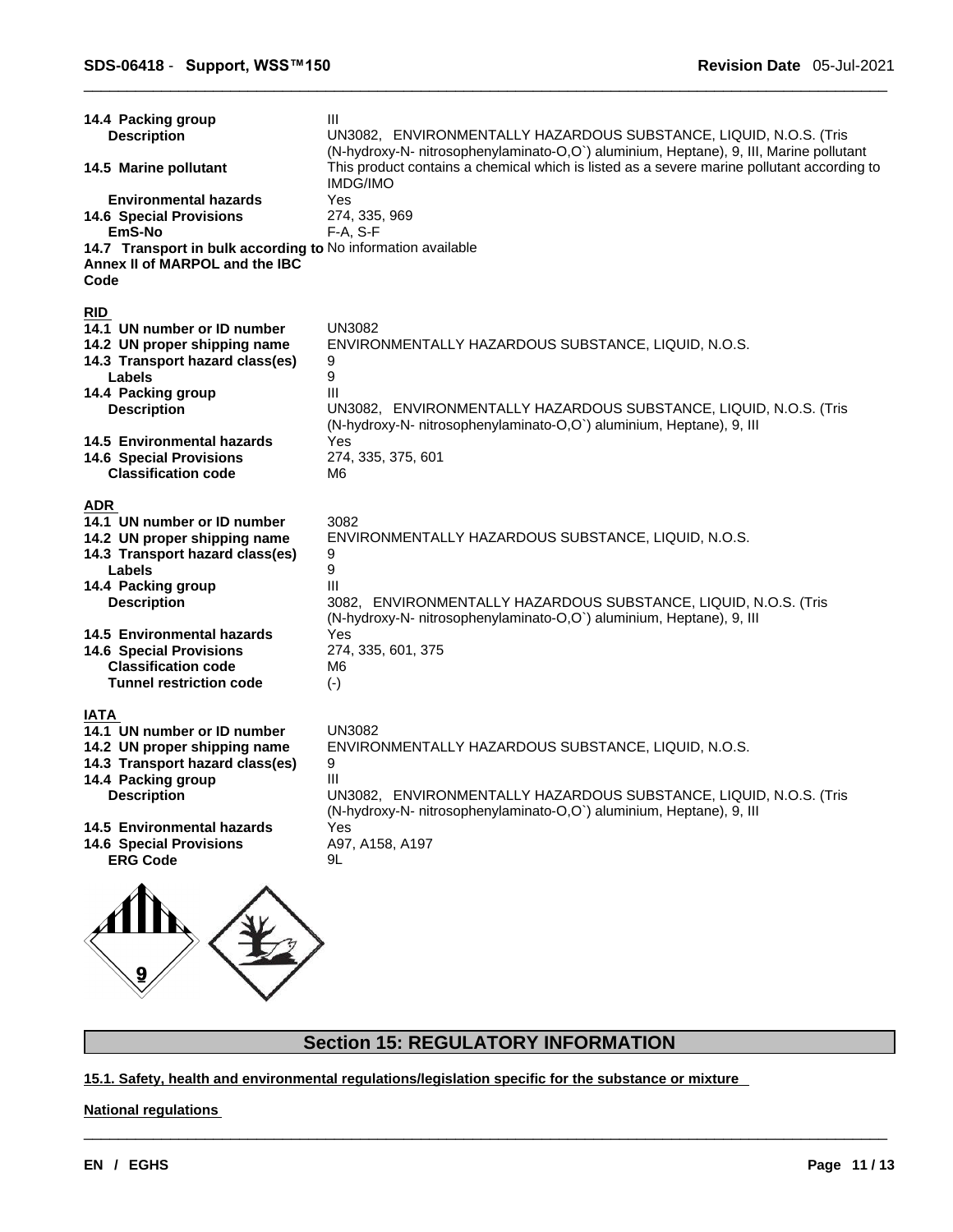| | |
|---|---|
| **14.4 Packing group** | III |
| **Description** | UN3082, ENVIRONMENTALLY HAZARDOUS SUBSTANCE, LIQUID, N.O.S. (Tris (N-hydroxy-N- nitrosophenylaminato-O,O`) aluminium, Heptane), 9, III, Marine pollutant |
| **14.5 Marine pollutant** | This product contains a chemical which is listed as a severe marine pollutant according to IMDG/IMO |
| **Environmental hazards** | Yes |
| **14.6 Special Provisions** | 274, 335, 969 |
| **EmS-No** | F-A, S-F |
| **14.7 Transport in bulk according to Annex II of MARPOL and the IBC Code** | No information available |

**RID**

| | |
|---|---|
| **14.1 UN number or ID number** | UN3082 |
| **14.2 UN proper shipping name** | ENVIRONMENTALLY HAZARDOUS SUBSTANCE, LIQUID, N.O.S. |
| **14.3 Transport hazard class(es)** | 9 |
| **Labels** | 9 |
| **14.4 Packing group** | III |
| **Description** | UN3082, ENVIRONMENTALLY HAZARDOUS SUBSTANCE, LIQUID, N.O.S. (Tris (N-hydroxy-N- nitrosophenylaminato-O,O`) aluminium, Heptane), 9, III |
| **14.5 Environmental hazards** | Yes |
| **14.6 Special Provisions** | 274, 335, 375, 601 |
| **Classification code** | M6 |

**ADR**

| | |
|---|---|
| **14.1 UN number or ID number** | 3082 |
| **14.2 UN proper shipping name** | ENVIRONMENTALLY HAZARDOUS SUBSTANCE, LIQUID, N.O.S. |
| **14.3 Transport hazard class(es)** | 9 |
| **Labels** | 9 |
| **14.4 Packing group** | III |
| **Description** | 3082, ENVIRONMENTALLY HAZARDOUS SUBSTANCE, LIQUID, N.O.S. (Tris (N-hydroxy-N- nitrosophenylaminato-O,O`) aluminium, Heptane), 9, III |
| **14.5 Environmental hazards** | Yes |
| **14.6 Special Provisions** | 274, 335, 601, 375 |
| **Classification code** | M6 |
| **Tunnel restriction code** | (-) |

**IATA**

| | |
|---|---|
| **14.1 UN number or ID number** | UN3082 |
| **14.2 UN proper shipping name** | ENVIRONMENTALLY HAZARDOUS SUBSTANCE, LIQUID, N.O.S. |
| **14.3 Transport hazard class(es)** | 9 |
| **14.4 Packing group** | III |
| **Description** | UN3082, ENVIRONMENTALLY HAZARDOUS SUBSTANCE, LIQUID, N.O.S. (Tris (N-hydroxy-N- nitrosophenylaminato-O,O`) aluminium, Heptane), 9, III |
| **14.5 Environmental hazards** | Yes |
| **14.6 Special Provisions** | A97, A158, A197 |
| **ERG Code** | 9L |

## Section 15: REGULATORY INFORMATION

**15.1. Safety, health and environmental regulations/legislation specific for the substance or mixture**

**National regulations**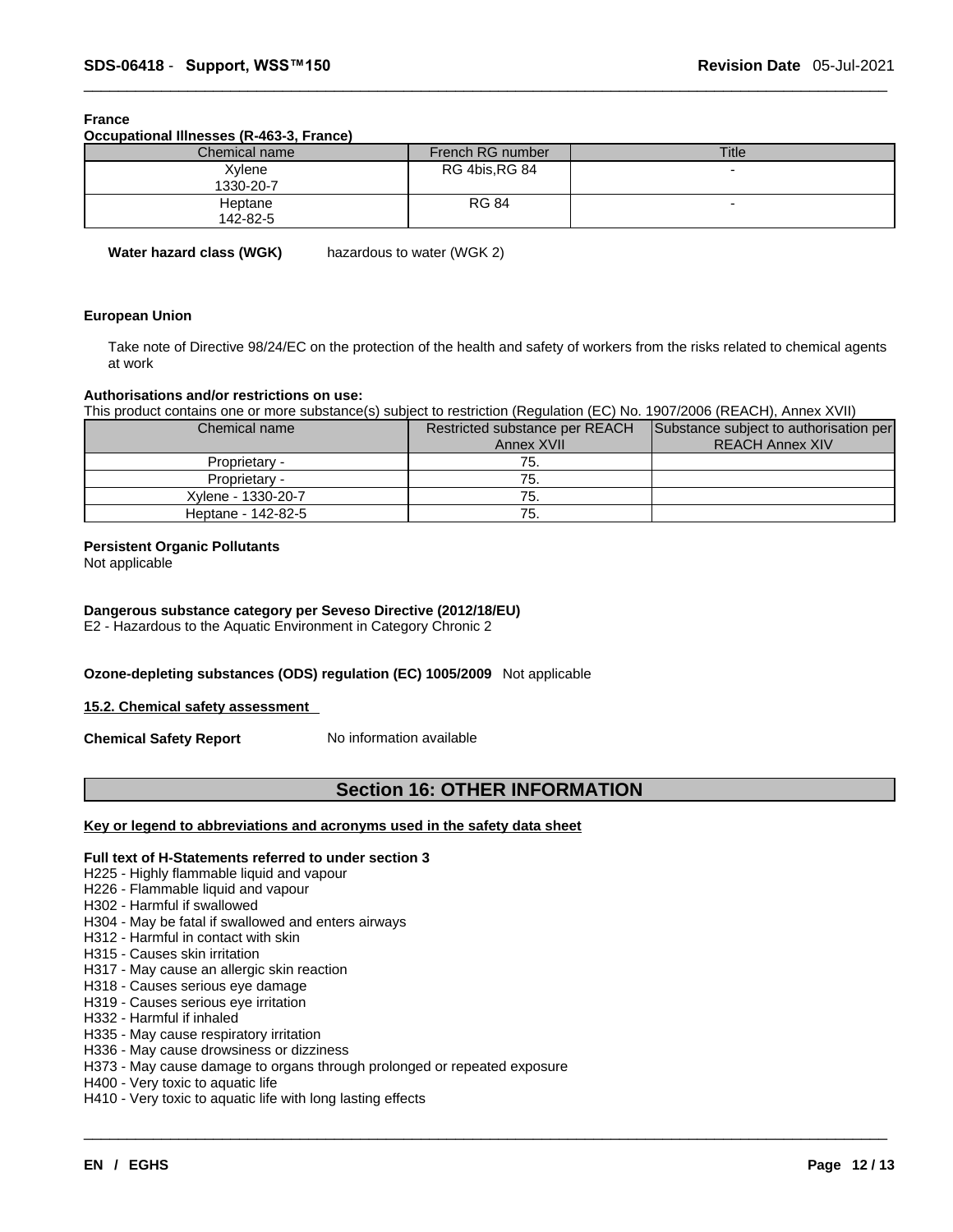**France**

**Occupational Illnesses (R-463-3, France)**

| Chemical name | French RG number | Title |
| --- | --- | --- |
| Xylene<br>1330-20-7 | RG 4bis,RG 84 | - |
| Heptane<br>142-82-5 | RG 84 | - |

**Water hazard class (WGK)** hazardous to water (WGK 2)

**European Union**

Take note of Directive 98/24/EC on the protection of the health and safety of workers from the risks related to chemical agents at work

**Authorisations and/or restrictions on use:**

This product contains one or more substance(s) subject to restriction (Regulation (EC) No. 1907/2006 (REACH), Annex XVII)

| Chemical name | Restricted substance per REACH Annex XVII | Substance subject to authorisation per REACH Annex XIV |
| --- | --- | --- |
| Proprietary - | 75. | |
| Proprietary - | 75. | |
| Xylene - 1330-20-7 | 75. | |
| Heptane - 142-82-5 | 75. | |

**Persistent Organic Pollutants**

Not applicable

**Dangerous substance category per Seveso Directive (2012/18/EU)**

E2 - Hazardous to the Aquatic Environment in Category Chronic 2

**Ozone-depleting substances (ODS) regulation (EC) 1005/2009** Not applicable

**15.2. Chemical safety assessment**

**Chemical Safety Report** No information available

## Section 16: OTHER INFORMATION

**Key or legend to abbreviations and acronyms used in the safety data sheet**

**Full text of H-Statements referred to under section 3**

H225 - Highly flammable liquid and vapour
H226 - Flammable liquid and vapour
H302 - Harmful if swallowed
H304 - May be fatal if swallowed and enters airways
H312 - Harmful in contact with skin
H315 - Causes skin irritation
H317 - May cause an allergic skin reaction
H318 - Causes serious eye damage
H319 - Causes serious eye irritation
H332 - Harmful if inhaled
H335 - May cause respiratory irritation
H336 - May cause drowsiness or dizziness
H373 - May cause damage to organs through prolonged or repeated exposure
H400 - Very toxic to aquatic life
H410 - Very toxic to aquatic life with long lasting effects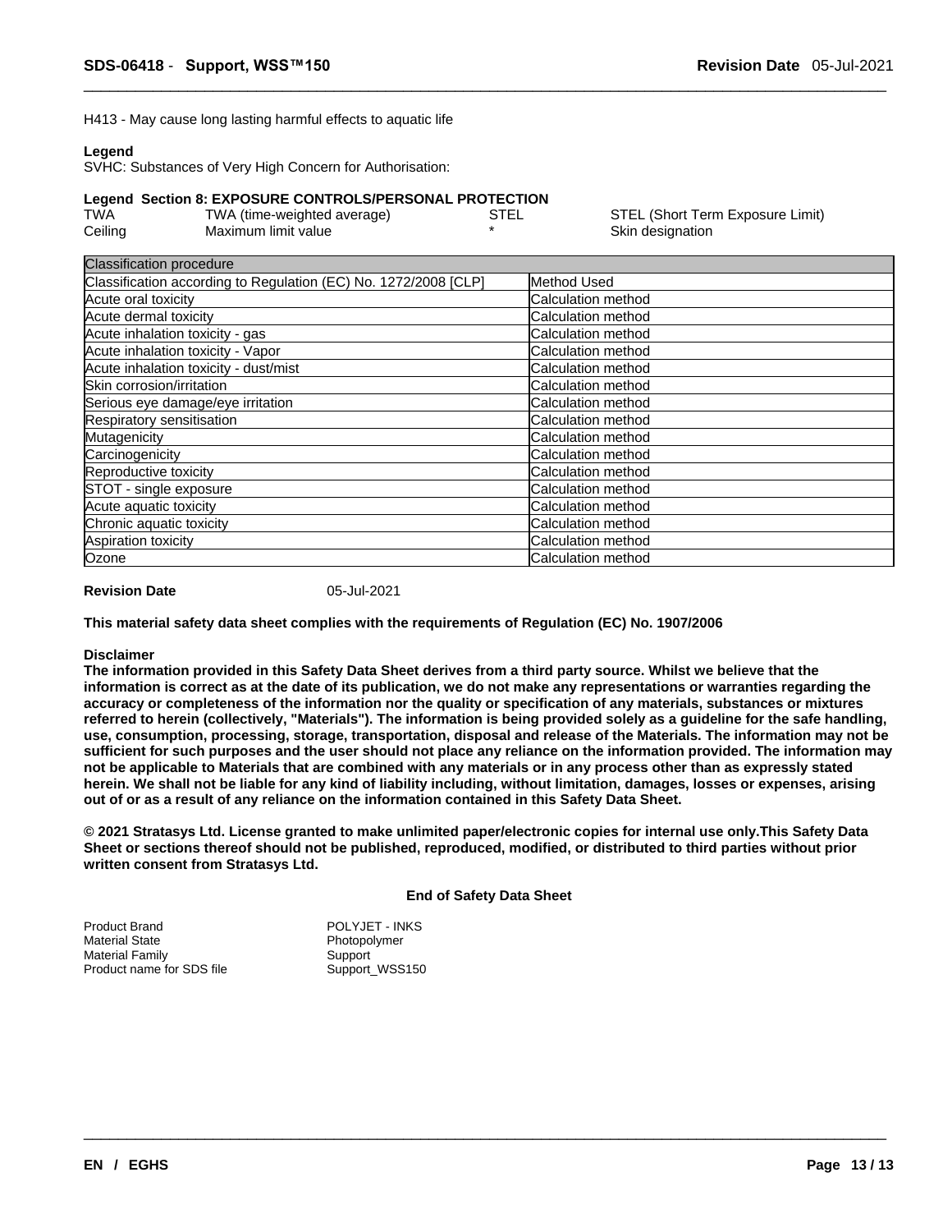H413 - May cause long lasting harmful effects to aquatic life

**Legend**
SVHC: Substances of Very High Concern for Authorisation:

**Legend Section 8: EXPOSURE CONTROLS/PERSONAL PROTECTION**

| | | | |
|---|---|---|---|
| TWA | TWA (time-weighted average) | STEL | STEL (Short Term Exposure Limit) |
| Ceiling | Maximum limit value | * | Skin designation |

| Classification procedure | |
|---|---|
| Classification according to Regulation (EC) No. 1272/2008 [CLP] | Method Used |
| Acute oral toxicity | Calculation method |
| Acute dermal toxicity | Calculation method |
| Acute inhalation toxicity - gas | Calculation method |
| Acute inhalation toxicity - Vapor | Calculation method |
| Acute inhalation toxicity - dust/mist | Calculation method |
| Skin corrosion/irritation | Calculation method |
| Serious eye damage/eye irritation | Calculation method |
| Respiratory sensitisation | Calculation method |
| Mutagenicity | Calculation method |
| Carcinogenicity | Calculation method |
| Reproductive toxicity | Calculation method |
| STOT - single exposure | Calculation method |
| Acute aquatic toxicity | Calculation method |
| Chronic aquatic toxicity | Calculation method |
| Aspiration toxicity | Calculation method |
| Ozone | Calculation method |

**Revision Date** 05-Jul-2021

**This material safety data sheet complies with the requirements of Regulation (EC) No. 1907/2006**

**Disclaimer**
**The information provided in this Safety Data Sheet derives from a third party source. Whilst we believe that the information is correct as at the date of its publication, we do not make any representations or warranties regarding the accuracy or completeness of the information nor the quality or specification of any materials, substances or mixtures referred to herein (collectively, "Materials"). The information is being provided solely as a guideline for the safe handling, use, consumption, processing, storage, transportation, disposal and release of the Materials. The information may not be sufficient for such purposes and the user should not place any reliance on the information provided. The information may not be applicable to Materials that are combined with any materials or in any process other than as expressly stated herein. We shall not be liable for any kind of liability including, without limitation, damages, losses or expenses, arising out of or as a result of any reliance on the information contained in this Safety Data Sheet.**

**© 2021 Stratasys Ltd. License granted to make unlimited paper/electronic copies for internal use only.This Safety Data Sheet or sections thereof should not be published, reproduced, modified, or distributed to third parties without prior written consent from Stratasys Ltd.**

**End of Safety Data Sheet**

| | |
|---|---|
| Product Brand | POLYJET - INKS |
| Material State | Photopolymer |
| Material Family | Support |
| Product name for SDS file | Support_WSS150 |